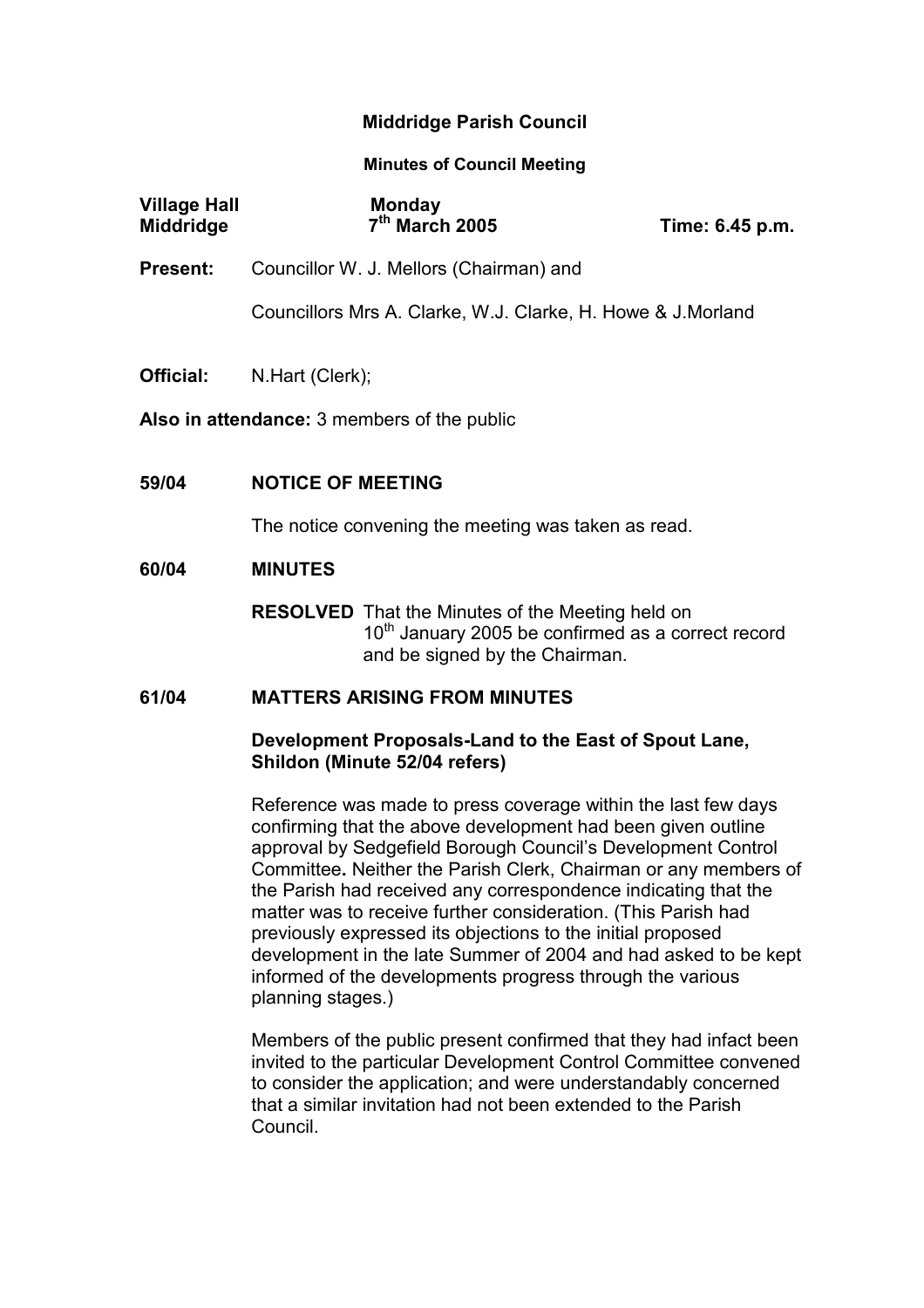# Middridge Parish Council

## Minutes of Council Meeting

**Village Hall Middridge** | **Monday 7th March 2005** | **Time: 6.45 p.m.**

**Present:** Councillor W. J. Mellors (Chairman) and

Councillors Mrs A. Clarke, W.J. Clarke, H. Howe & J.Morland

**Official:** N.Hart (Clerk);

**Also in attendance:** 3 members of the public

### 59/04 NOTICE OF MEETING

The notice convening the meeting was taken as read.

### 60/04 MINUTES

**RESOLVED** That the Minutes of the Meeting held on 10th January 2005 be confirmed as a correct record and be signed by the Chairman.

### 61/04 MATTERS ARISING FROM MINUTES

**Development Proposals-Land to the East of Spout Lane, Shildon (Minute 52/04 refers)**

Reference was made to press coverage within the last few days confirming that the above development had been given outline approval by Sedgefield Borough Council's Development Control Committee**.** Neither the Parish Clerk, Chairman or any members of the Parish had received any correspondence indicating that the matter was to receive further consideration. (This Parish had previously expressed its objections to the initial proposed development in the late Summer of 2004 and had asked to be kept informed of the developments progress through the various planning stages.)

Members of the public present confirmed that they had infact been invited to the particular Development Control Committee convened to consider the application; and were understandably concerned that a similar invitation had not been extended to the Parish Council.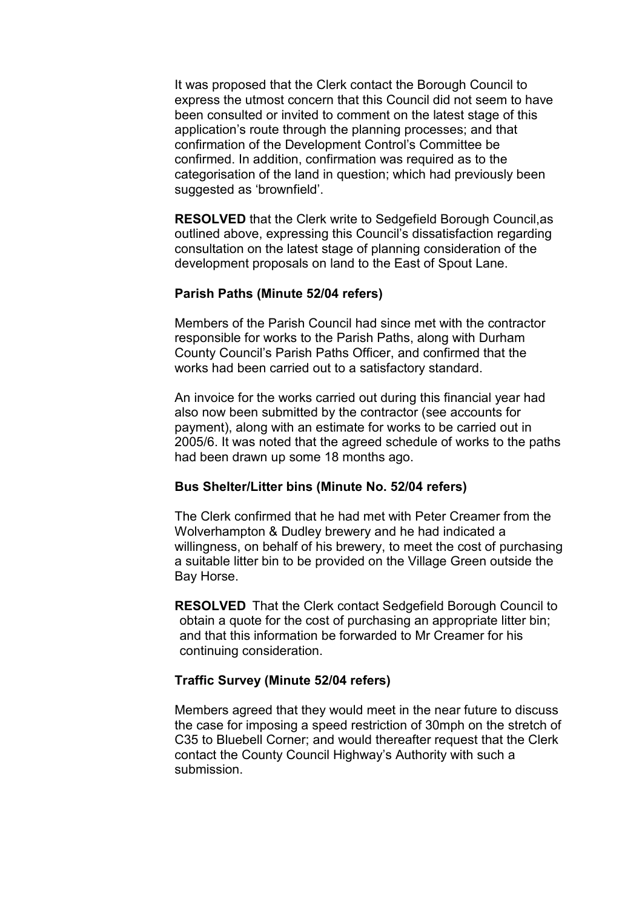It was proposed that the Clerk contact the Borough Council to express the utmost concern that this Council did not seem to have been consulted or invited to comment on the latest stage of this application's route through the planning processes; and that confirmation of the Development Control's Committee be confirmed. In addition, confirmation was required as to the categorisation of the land in question; which had previously been suggested as 'brownfield'.

**RESOLVED** that the Clerk write to Sedgefield Borough Council,as outlined above, expressing this Council's dissatisfaction regarding consultation on the latest stage of planning consideration of the development proposals on land to the East of Spout Lane.

**Parish Paths (Minute 52/04 refers)**

Members of the Parish Council had since met with the contractor responsible for works to the Parish Paths, along with Durham County Council's Parish Paths Officer, and confirmed that the works had been carried out to a satisfactory standard.

An invoice for the works carried out during this financial year had also now been submitted by the contractor (see accounts for payment), along with an estimate for works to be carried out in 2005/6. It was noted that the agreed schedule of works to the paths had been drawn up some 18 months ago.

**Bus Shelter/Litter bins (Minute No. 52/04 refers)**

The Clerk confirmed that he had met with Peter Creamer from the Wolverhampton & Dudley brewery and he had indicated a willingness, on behalf of his brewery, to meet the cost of purchasing a suitable litter bin to be provided on the Village Green outside the Bay Horse.

**RESOLVED** That the Clerk contact Sedgefield Borough Council to obtain a quote for the cost of purchasing an appropriate litter bin; and that this information be forwarded to Mr Creamer for his continuing consideration.

**Traffic Survey (Minute 52/04 refers)**

Members agreed that they would meet in the near future to discuss the case for imposing a speed restriction of 30mph on the stretch of C35 to Bluebell Corner; and would thereafter request that the Clerk contact the County Council Highway's Authority with such a submission.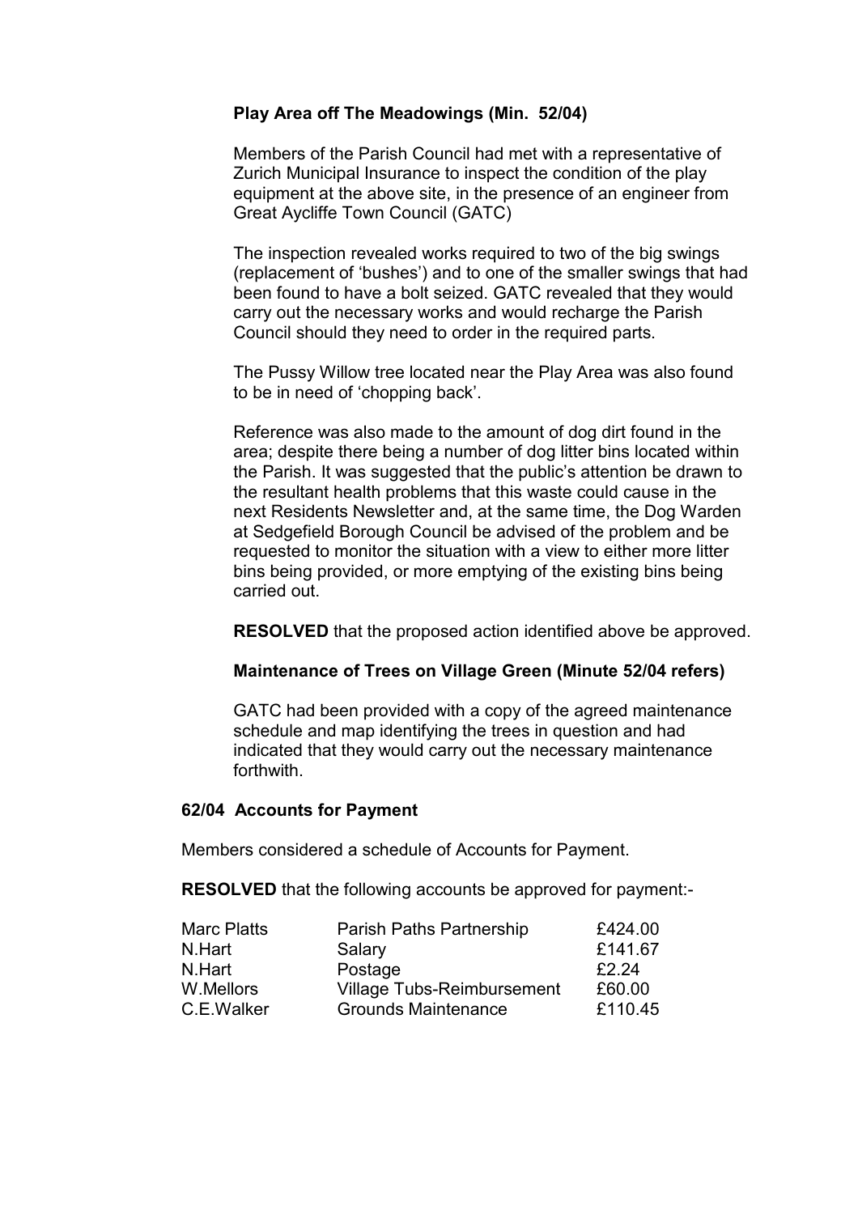**Play Area off The Meadowings (Min. 52/04)**

Members of the Parish Council had met with a representative of Zurich Municipal Insurance to inspect the condition of the play equipment at the above site, in the presence of an engineer from Great Aycliffe Town Council (GATC)

The inspection revealed works required to two of the big swings (replacement of 'bushes') and to one of the smaller swings that had been found to have a bolt seized. GATC revealed that they would carry out the necessary works and would recharge the Parish Council should they need to order in the required parts.

The Pussy Willow tree located near the Play Area was also found to be in need of 'chopping back'.

Reference was also made to the amount of dog dirt found in the area; despite there being a number of dog litter bins located within the Parish. It was suggested that the public's attention be drawn to the resultant health problems that this waste could cause in the next Residents Newsletter and, at the same time, the Dog Warden at Sedgefield Borough Council be advised of the problem and be requested to monitor the situation with a view to either more litter bins being provided, or more emptying of the existing bins being carried out.

**RESOLVED** that the proposed action identified above be approved.

**Maintenance of Trees on Village Green (Minute 52/04 refers)**

GATC had been provided with a copy of the agreed maintenance schedule and map identifying the trees in question and had indicated that they would carry out the necessary maintenance forthwith.

**62/04 Accounts for Payment**

Members considered a schedule of Accounts for Payment.

**RESOLVED** that the following accounts be approved for payment:-

| | | |
|---|---|---|
| Marc Platts | Parish Paths Partnership | £424.00 |
| N.Hart | Salary | £141.67 |
| N.Hart | Postage | £2.24 |
| W.Mellors | Village Tubs-Reimbursement | £60.00 |
| C.E.Walker | Grounds Maintenance | £110.45 |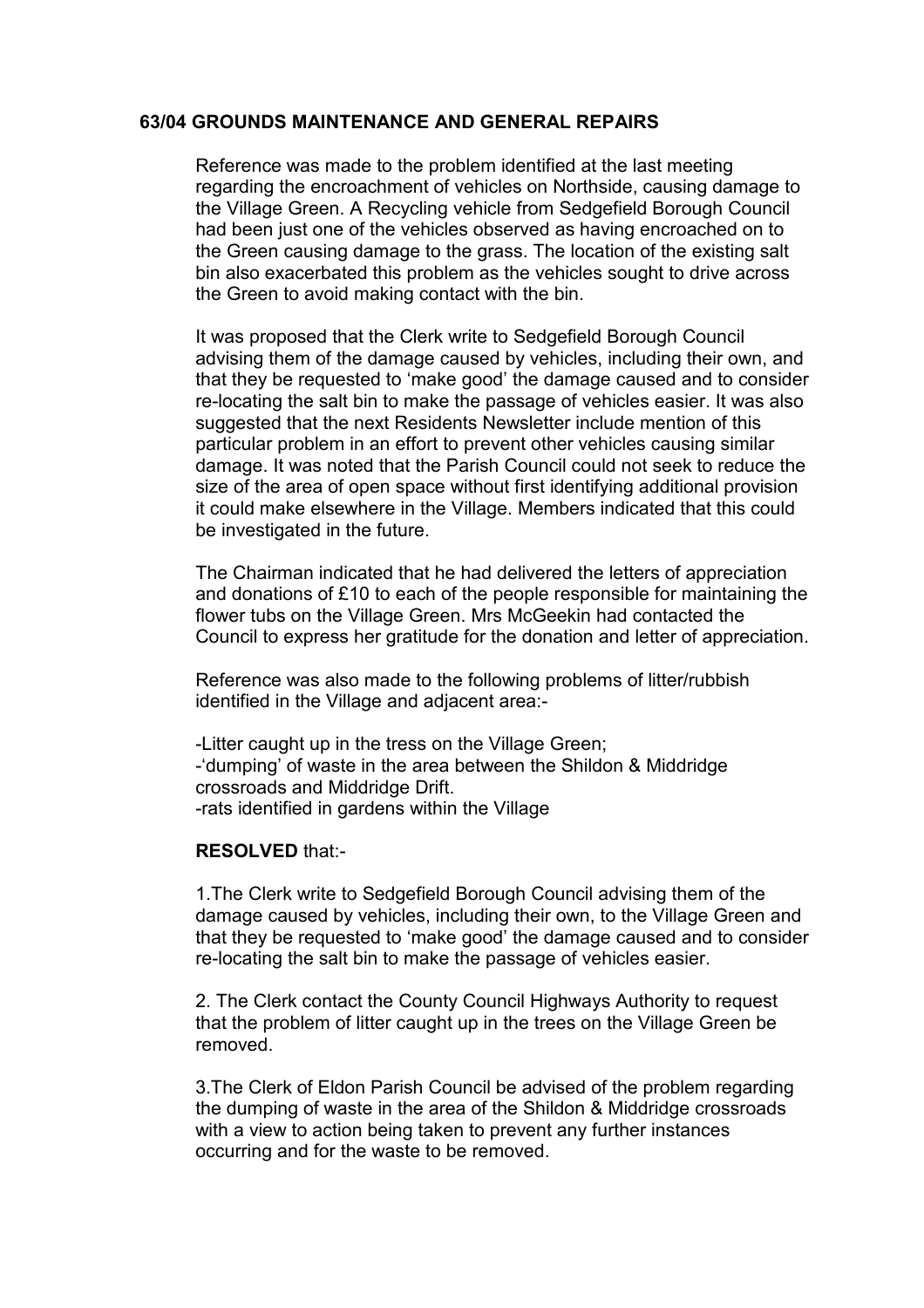**63/04 GROUNDS MAINTENANCE AND GENERAL REPAIRS**

Reference was made to the problem identified at the last meeting regarding the encroachment of vehicles on Northside, causing damage to the Village Green. A Recycling vehicle from Sedgefield Borough Council had been just one of the vehicles observed as having encroached on to the Green causing damage to the grass. The location of the existing salt bin also exacerbated this problem as the vehicles sought to drive across the Green to avoid making contact with the bin.

It was proposed that the Clerk write to Sedgefield Borough Council advising them of the damage caused by vehicles, including their own, and that they be requested to 'make good' the damage caused and to consider re-locating the salt bin to make the passage of vehicles easier. It was also suggested that the next Residents Newsletter include mention of this particular problem in an effort to prevent other vehicles causing similar damage. It was noted that the Parish Council could not seek to reduce the size of the area of open space without first identifying additional provision it could make elsewhere in the Village. Members indicated that this could be investigated in the future.

The Chairman indicated that he had delivered the letters of appreciation and donations of £10 to each of the people responsible for maintaining the flower tubs on the Village Green. Mrs McGeekin had contacted the Council to express her gratitude for the donation and letter of appreciation.

Reference was also made to the following problems of litter/rubbish identified in the Village and adjacent area:-

-Litter caught up in the tress on the Village Green;
-'dumping' of waste in the area between the Shildon & Middridge crossroads and Middridge Drift.
-rats identified in gardens within the Village

**RESOLVED** that:-

1.The Clerk write to Sedgefield Borough Council advising them of the damage caused by vehicles, including their own, to the Village Green and that they be requested to 'make good' the damage caused and to consider re-locating the salt bin to make the passage of vehicles easier.

2. The Clerk contact the County Council Highways Authority to request that the problem of litter caught up in the trees on the Village Green be removed.

3.The Clerk of Eldon Parish Council be advised of the problem regarding the dumping of waste in the area of the Shildon & Middridge crossroads with a view to action being taken to prevent any further instances occurring and for the waste to be removed.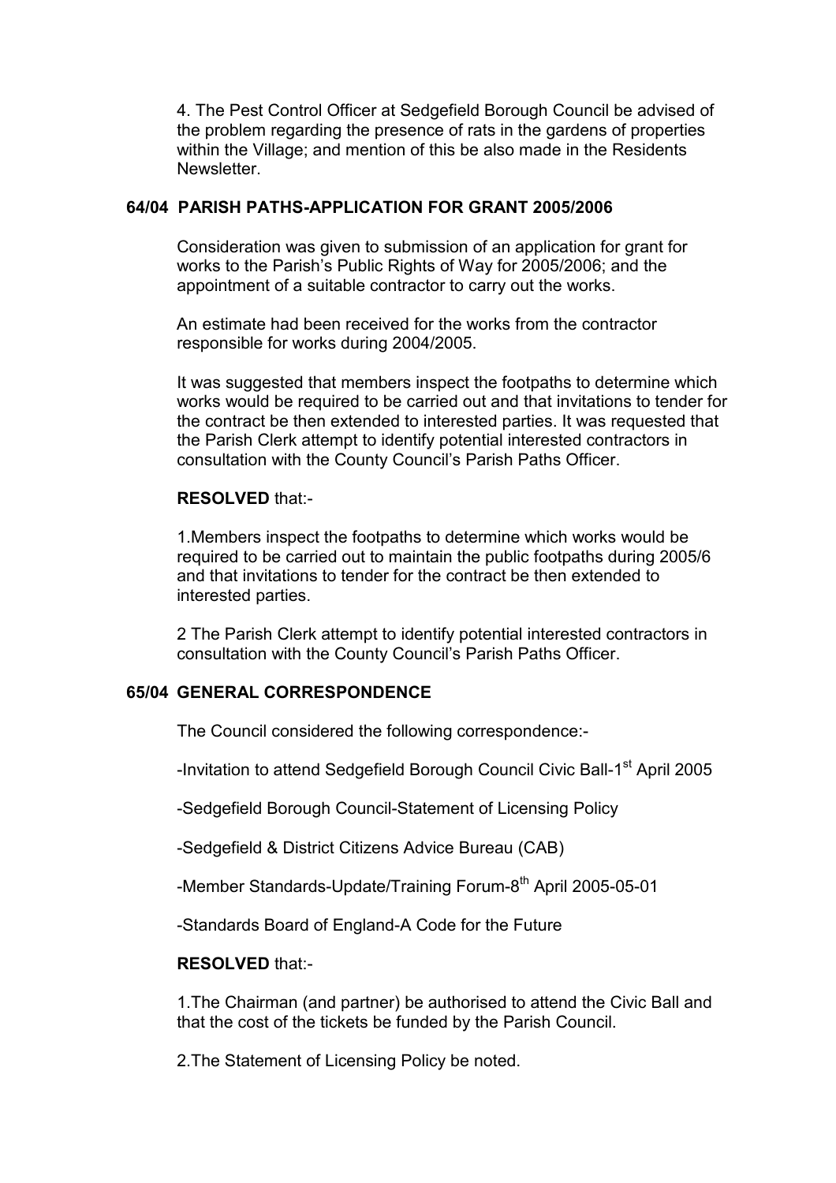4. The Pest Control Officer at Sedgefield Borough Council be advised of the problem regarding the presence of rats in the gardens of properties within the Village; and mention of this be also made in the Residents Newsletter.

### 64/04 PARISH PATHS-APPLICATION FOR GRANT 2005/2006

Consideration was given to submission of an application for grant for works to the Parish's Public Rights of Way for 2005/2006; and the appointment of a suitable contractor to carry out the works.

An estimate had been received for the works from the contractor responsible for works during 2004/2005.

It was suggested that members inspect the footpaths to determine which works would be required to be carried out and that invitations to tender for the contract be then extended to interested parties. It was requested that the Parish Clerk attempt to identify potential interested contractors in consultation with the County Council's Parish Paths Officer.

**RESOLVED** that:-

1.Members inspect the footpaths to determine which works would be required to be carried out to maintain the public footpaths during 2005/6 and that invitations to tender for the contract be then extended to interested parties.

2 The Parish Clerk attempt to identify potential interested contractors in consultation with the County Council's Parish Paths Officer.

### 65/04 GENERAL CORRESPONDENCE

The Council considered the following correspondence:-

-Invitation to attend Sedgefield Borough Council Civic Ball-1st April 2005

-Sedgefield Borough Council-Statement of Licensing Policy

-Sedgefield & District Citizens Advice Bureau (CAB)

-Member Standards-Update/Training Forum-8th April 2005-05-01

-Standards Board of England-A Code for the Future

**RESOLVED** that:-

1.The Chairman (and partner) be authorised to attend the Civic Ball and that the cost of the tickets be funded by the Parish Council.

2.The Statement of Licensing Policy be noted.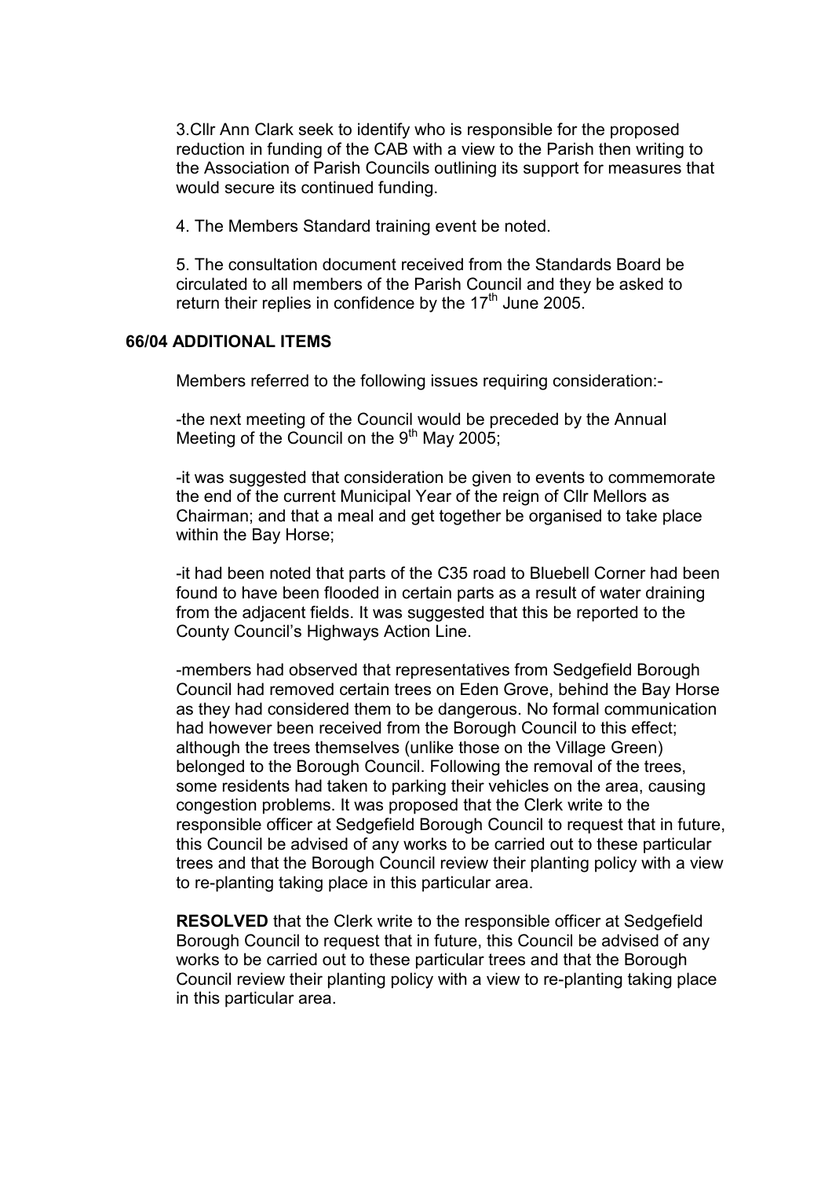3.Cllr Ann Clark seek to identify who is responsible for the proposed reduction in funding of the CAB with a view to the Parish then writing to the Association of Parish Councils outlining its support for measures that would secure its continued funding.

4. The Members Standard training event be noted.

5. The consultation document received from the Standards Board be circulated to all members of the Parish Council and they be asked to return their replies in confidence by the 17th June 2005.

### 66/04 ADDITIONAL ITEMS

Members referred to the following issues requiring consideration:-

-the next meeting of the Council would be preceded by the Annual Meeting of the Council on the 9th May 2005;

-it was suggested that consideration be given to events to commemorate the end of the current Municipal Year of the reign of Cllr Mellors as Chairman; and that a meal and get together be organised to take place within the Bay Horse;

-it had been noted that parts of the C35 road to Bluebell Corner had been found to have been flooded in certain parts as a result of water draining from the adjacent fields. It was suggested that this be reported to the County Council's Highways Action Line.

-members had observed that representatives from Sedgefield Borough Council had removed certain trees on Eden Grove, behind the Bay Horse as they had considered them to be dangerous. No formal communication had however been received from the Borough Council to this effect; although the trees themselves (unlike those on the Village Green) belonged to the Borough Council. Following the removal of the trees, some residents had taken to parking their vehicles on the area, causing congestion problems. It was proposed that the Clerk write to the responsible officer at Sedgefield Borough Council to request that in future, this Council be advised of any works to be carried out to these particular trees and that the Borough Council review their planting policy with a view to re-planting taking place in this particular area.

**RESOLVED** that the Clerk write to the responsible officer at Sedgefield Borough Council to request that in future, this Council be advised of any works to be carried out to these particular trees and that the Borough Council review their planting policy with a view to re-planting taking place in this particular area.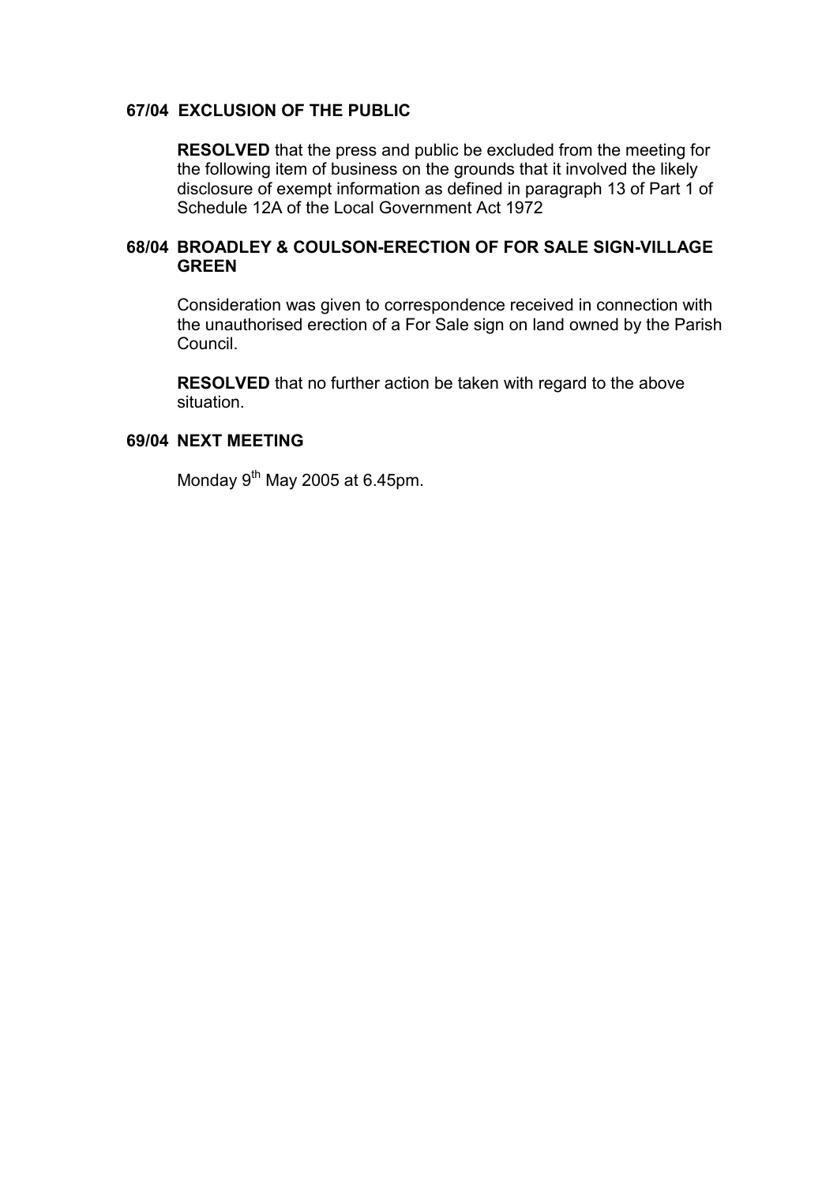**67/04 EXCLUSION OF THE PUBLIC**

**RESOLVED** that the press and public be excluded from the meeting for the following item of business on the grounds that it involved the likely disclosure of exempt information as defined in paragraph 13 of Part 1 of Schedule 12A of the Local Government Act 1972

**68/04 BROADLEY & COULSON-ERECTION OF FOR SALE SIGN-VILLAGE GREEN**

Consideration was given to correspondence received in connection with the unauthorised erection of a For Sale sign on land owned by the Parish Council.

**RESOLVED** that no further action be taken with regard to the above situation.

**69/04 NEXT MEETING**

Monday 9th May 2005 at 6.45pm.